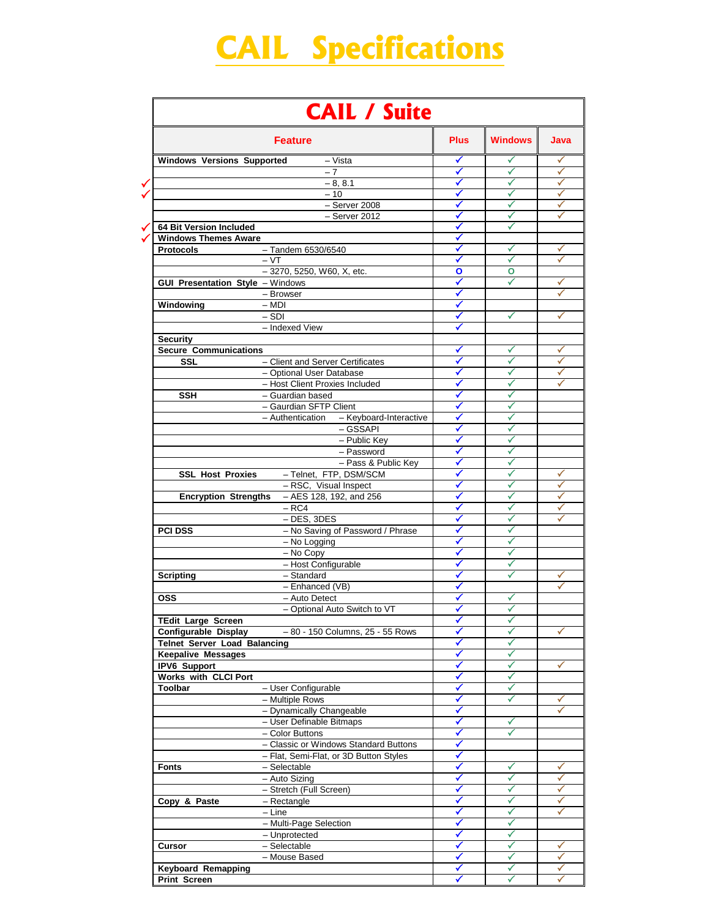# CAIL Specifications

## CAIL / Suite

| Feature | | | Plus | Windows | Java |
|---|---|---|---|---|---|
| Windows Versions Supported | – Vista | | ✓ | ✓ | ✓ |
| | – 7 | | ✓ | ✓ | ✓ |
| | – 8, 8.1 | | ✓ | ✓ | ✓ |
| | – 10 | | ✓ | ✓ | ✓ |
| | – Server 2008 | | ✓ | ✓ | ✓ |
| | – Server 2012 | | ✓ | ✓ | ✓ |
| 64 Bit Version Included | | | ✓ | ✓ | |
| Windows Themes Aware | | | ✓ | | |
| Protocols | – Tandem 6530/6540 | | ✓ | ✓ | ✓ |
| | – VT | | ✓ | ✓ | ✓ |
| | – 3270, 5250, W60, X, etc. | | O | O | |
| GUI Presentation Style | – Windows | | ✓ | ✓ | ✓ |
| | – Browser | | ✓ | | ✓ |
| Windowing | – MDI | | ✓ | | |
| | – SDI | | ✓ | ✓ | ✓ |
| | – Indexed View | | ✓ | | |
| Security | | | | | |
| Secure Communications | | | ✓ | ✓ | ✓ |
| SSL | – Client and Server Certificates | | ✓ | ✓ | ✓ |
| | – Optional User Database | | ✓ | ✓ | ✓ |
| | – Host Client Proxies Included | | ✓ | ✓ | ✓ |
| SSH | – Guardian based | | ✓ | ✓ | |
| | – Gaurdian SFTP Client | | ✓ | ✓ | |
| | – Authentication | – Keyboard-Interactive | ✓ | ✓ | |
| | | – GSSAPI | ✓ | ✓ | |
| | | – Public Key | ✓ | ✓ | |
| | | – Password | ✓ | ✓ | |
| | | – Pass & Public Key | ✓ | ✓ | |
| SSL Host Proxies | – Telnet, FTP, DSM/SCM | | ✓ | ✓ | ✓ |
| | – RSC, Visual Inspect | | ✓ | ✓ | ✓ |
| Encryption Strengths | – AES 128, 192, and 256 | | ✓ | ✓ | ✓ |
| | – RC4 | | ✓ | ✓ | ✓ |
| | – DES, 3DES | | ✓ | ✓ | ✓ |
| PCI DSS | – No Saving of Password / Phrase | | ✓ | ✓ | |
| | – No Logging | | ✓ | ✓ | |
| | – No Copy | | ✓ | ✓ | |
| | – Host Configurable | | ✓ | ✓ | |
| Scripting | – Standard | | ✓ | ✓ | ✓ |
| | – Enhanced (VB) | | ✓ | | ✓ |
| OSS | – Auto Detect | | ✓ | ✓ | |
| | – Optional Auto Switch to VT | | ✓ | ✓ | |
| TEdit Large Screen | | | ✓ | ✓ | |
| Configurable Display | – 80 - 150 Columns, 25 - 55 Rows | | ✓ | ✓ | ✓ |
| Telnet Server Load Balancing | | | ✓ | ✓ | |
| Keepalive Messages | | | ✓ | ✓ | |
| IPV6 Support | | | ✓ | ✓ | ✓ |
| Works with CLCI Port | | | ✓ | ✓ | |
| Toolbar | – User Configurable | | ✓ | ✓ | |
| | – Multiple Rows | | ✓ | ✓ | ✓ |
| | – Dynamically Changeable | | ✓ | | ✓ |
| | – User Definable Bitmaps | | ✓ | ✓ | |
| | – Color Buttons | | ✓ | ✓ | |
| | – Classic or Windows Standard Buttons | | ✓ | | |
| | – Flat, Semi-Flat, or 3D Button Styles | | ✓ | | |
| Fonts | – Selectable | | ✓ | ✓ | ✓ |
| | – Auto Sizing | | ✓ | ✓ | ✓ |
| | – Stretch (Full Screen) | | ✓ | ✓ | ✓ |
| Copy & Paste | – Rectangle | | ✓ | ✓ | ✓ |
| | – Line | | ✓ | ✓ | ✓ |
| | – Multi-Page Selection | | ✓ | ✓ | |
| | – Unprotected | | ✓ | ✓ | |
| Cursor | – Selectable | | ✓ | ✓ | ✓ |
| | – Mouse Based | | ✓ | ✓ | ✓ |
| Keyboard Remapping | | | ✓ | ✓ | ✓ |
| Print Screen | | | ✓ | ✓ | ✓ |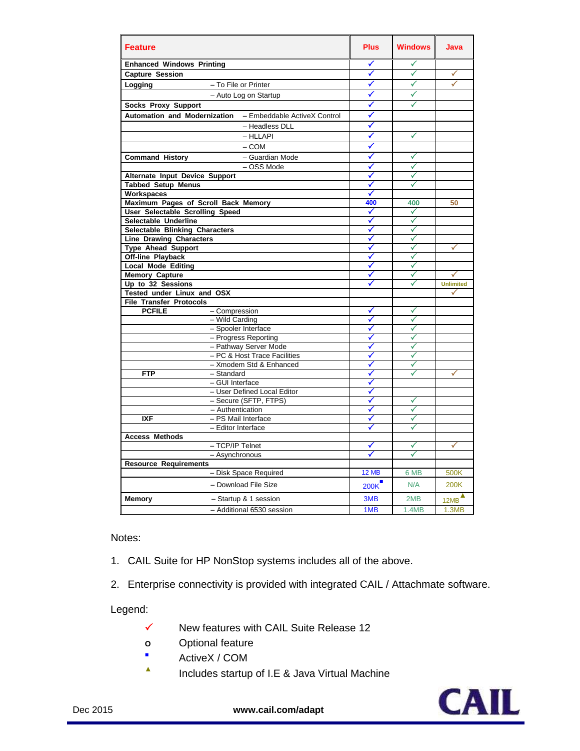| Feature | | Plus | Windows | Java |
|---|---|---|---|---|
| **Enhanced Windows Printing** | | ✓ | ✓ | |
| **Capture Session** | | ✓ | ✓ | ✓ |
| **Logging** | – To File or Printer | ✓ | ✓ | ✓ |
| | – Auto Log on Startup | ✓ | ✓ | |
| **Socks Proxy Support** | | ✓ | ✓ | |
| **Automation and Modernization** | – Embeddable ActiveX Control | ✓ | | |
| | – Headless DLL | ✓ | | |
| | – HLLAPI | ✓ | ✓ | |
| | – COM | ✓ | | |
| **Command History** | – Guardian Mode | ✓ | ✓ | |
| | – OSS Mode | ✓ | ✓ | |
| **Alternate Input Device Support** | | ✓ | ✓ | |
| **Tabbed Setup Menus** | | ✓ | ✓ | |
| **Workspaces** | | ✓ | | |
| **Maximum Pages of Scroll Back Memory** | | 400 | 400 | 50 |
| **User Selectable Scrolling Speed** | | ✓ | ✓ | |
| **Selectable Underline** | | ✓ | ✓ | |
| **Selectable Blinking Characters** | | ✓ | ✓ | |
| **Line Drawing Characters** | | ✓ | ✓ | |
| **Type Ahead Support** | | ✓ | ✓ | ✓ |
| **Off-line Playback** | | ✓ | ✓ | |
| **Local Mode Editing** | | ✓ | ✓ | |
| **Memory Capture** | | ✓ | ✓ | ✓ |
| **Up to 32 Sessions** | | ✓ | ✓ | Unlimited |
| **Tested under Linux and OSX** | | | | ✓ |
| **File Transfer Protocols** | | | | |
| **PCFILE** | – Compression | ✓ | ✓ | |
| | – Wild Carding | ✓ | ✓ | |
| | – Spooler Interface | ✓ | ✓ | |
| | – Progress Reporting | ✓ | ✓ | |
| | – Pathway Server Mode | ✓ | ✓ | |
| | – PC & Host Trace Facilities | ✓ | ✓ | |
| | – Xmodem Std & Enhanced | ✓ | ✓ | |
| **FTP** | – Standard | ✓ | ✓ | ✓ |
| | – GUI Interface | ✓ | | |
| | – User Defined Local Editor | ✓ | | |
| | – Secure (SFTP, FTPS) | ✓ | ✓ | |
| | – Authentication | ✓ | ✓ | |
| **IXF** | – PS Mail Interface | ✓ | ✓ | |
| | – Editor Interface | ✓ | ✓ | |
| **Access Methods** | | | | |
| | – TCP/IP Telnet | ✓ | ✓ | ✓ |
| | – Asynchronous | ✓ | ✓ | |
| **Resource Requirements** | | | | |
| | – Disk Space Required | 12 MB | 6 MB | 500K |
| | – Download File Size | 200K ▪ | N/A | 200K |
| **Memory** | – Startup & 1 session | 3MB | 2MB | 12MB ▲ |
| | – Additional 6530 session | 1MB | 1.4MB | 1.3MB |

Notes:

1. CAIL Suite for HP NonStop systems includes all of the above.
2. Enterprise connectivity is provided with integrated CAIL / Attachmate software.

Legend:

- ✓ New features with CAIL Suite Release 12
- o Optional feature
- ▪ ActiveX / COM
- ▲ Includes startup of I.E & Java Virtual Machine

Dec 2015 www.cail.com/adapt CAIL